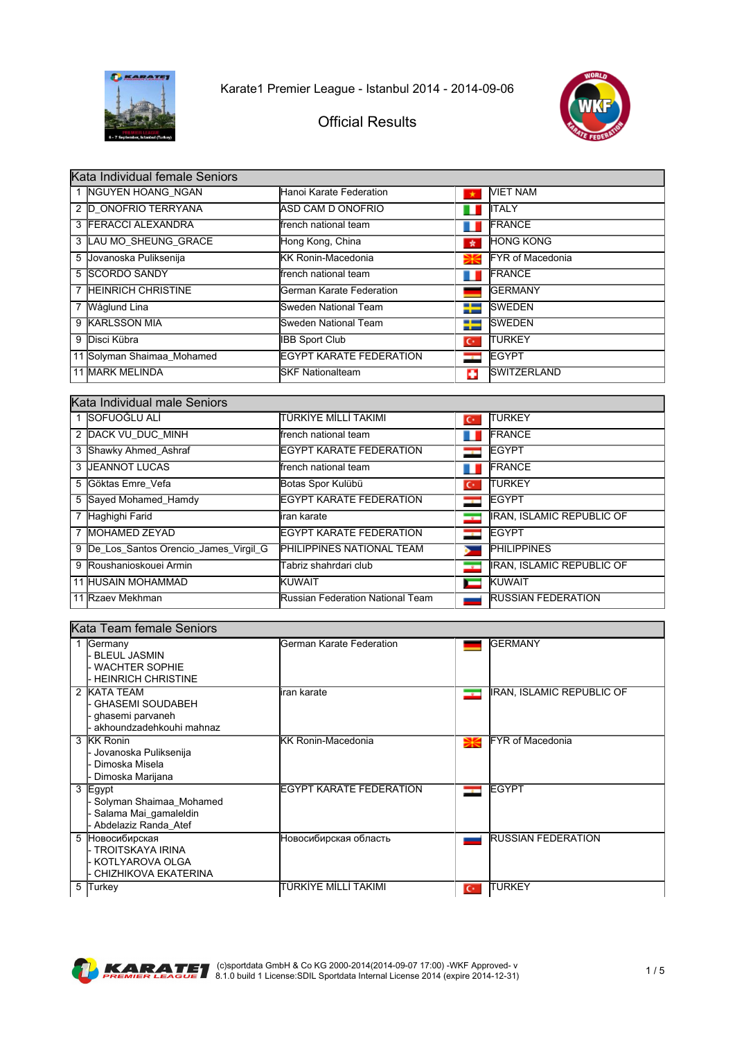Karate1 Premier League - Istanbul 2014 - 2014-09-06

Official Results

| Kata Individual female Seniors | | | |
|---|---|---|---|
| 1 | NGUYEN HOANG_NGAN | Hanoi Karate Federation | VIET NAM |
| 2 | D_ONOFRIO TERRYANA | ASD CAM D ONOFRIO | ITALY |
| 3 | FERACCI ALEXANDRA | french national team | FRANCE |
| 3 | LAU MO_SHEUNG_GRACE | Hong Kong, China | HONG KONG |
| 5 | Jovanoska Puliksenija | KK Ronin-Macedonia | FYR of Macedonia |
| 5 | SCORDO SANDY | french national team | FRANCE |
| 7 | HEINRICH CHRISTINE | German Karate Federation | GERMANY |
| 7 | Wåglund Lina | Sweden National Team | SWEDEN |
| 9 | KARLSSON MIA | Sweden National Team | SWEDEN |
| 9 | Disci Kübra | IBB Sport Club | TURKEY |
| 11 | Solyman Shaimaa_Mohamed | EGYPT KARATE FEDERATION | EGYPT |
| 11 | MARK MELINDA | SKF Nationalteam | SWITZERLAND |

| Kata Individual male Seniors | | | |
|---|---|---|---|
| 1 | SOFUOĞLU ALİ | TÜRKİYE MİLLİ TAKIMI | TURKEY |
| 2 | DACK VU_DUC_MINH | french national team | FRANCE |
| 3 | Shawky Ahmed_Ashraf | EGYPT KARATE FEDERATION | EGYPT |
| 3 | JEANNOT LUCAS | french national team | FRANCE |
| 5 | Göktas Emre_Vefa | Botas Spor Kulübü | TURKEY |
| 5 | Sayed Mohamed_Hamdy | EGYPT KARATE FEDERATION | EGYPT |
| 7 | Haghighi Farid | iran karate | IRAN, ISLAMIC REPUBLIC OF |
| 7 | MOHAMED ZEYAD | EGYPT KARATE FEDERATION | EGYPT |
| 9 | De_Los_Santos Orencio_James_Virgil_G | PHILIPPINES NATIONAL TEAM | PHILIPPINES |
| 9 | Roushanioskouei Armin | Tabriz shahrdari club | IRAN, ISLAMIC REPUBLIC OF |
| 11 | HUSAIN MOHAMMAD | KUWAIT | KUWAIT |
| 11 | Rzaev Mekhman | Russian Federation National Team | RUSSIAN FEDERATION |

| Kata Team female Seniors | | | |
|---|---|---|---|
| 1 | Germany<br>- BLEUL JASMIN<br>- WACHTER SOPHIE<br>- HEINRICH CHRISTINE | German Karate Federation | GERMANY |
| 2 | KATA TEAM<br>- GHASEMI SOUDABEH<br>- ghasemi parvaneh<br>- akhoundzadehkouhi mahnaz | iran karate | IRAN, ISLAMIC REPUBLIC OF |
| 3 | KK Ronin<br>- Jovanoska Puliksenija<br>- Dimoska Misela<br>- Dimoska Marijana | KK Ronin-Macedonia | FYR of Macedonia |
| 3 | Egypt<br>- Solyman Shaimaa_Mohamed<br>- Salama Mai_gamaleldin<br>- Abdelaziz Randa_Atef | EGYPT KARATE FEDERATION | EGYPT |
| 5 | Новосибирская<br>- TROITSKAYA IRINA<br>- KOTLYAROVA OLGA<br>- CHIZHIKOVA EKATERINA | Новосибирская область | RUSSIAN FEDERATION |
| 5 | Turkey | TÜRKİYE MİLLİ TAKIMI | TURKEY |

(c)sportdata GmbH & Co KG 2000-2014(2014-09-07 17:00) -WKF Approved- v 8.1.0 build 1 License:SDIL Sportdata Internal License 2014 (expire 2014-12-31)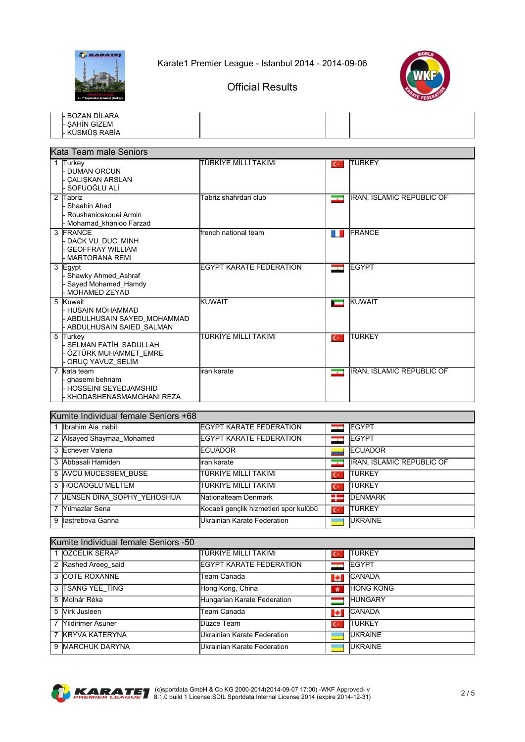Karate1 Premier League - Istanbul 2014 - 2014-09-06

Official Results

| | | | | |
|---|---|---|---|---|
| | - BOZAN DİLARA<br>- ŞAHİN GİZEM<br>- KÜSMÜŞ RABİA | | | |

## Kata Team male Seniors

| | | | | |
|---|---|---|---|---|
| 1 | Turkey<br>- DUMAN ORCUN<br>- ÇALIŞKAN ARSLAN<br>- SOFUOĞLU ALİ | TÜRKİYE MİLLİ TAKIMI | | TURKEY |
| 2 | Tabriz<br>- Shaahin Ahad<br>- Roushanioskouei Armin<br>- Mohamad_khanloo Farzad | Tabriz shahrdari club | | IRAN, ISLAMIC REPUBLIC OF |
| 3 | FRANCE<br>- DACK VU_DUC_MINH<br>- GEOFFRAY WILLIAM<br>- MARTORANA REMI | french national team | | FRANCE |
| 3 | Egypt<br>- Shawky Ahmed_Ashraf<br>- Sayed Mohamed_Hamdy<br>- MOHAMED ZEYAD | EGYPT KARATE FEDERATION | | EGYPT |
| 5 | Kuwait<br>- HUSAIN MOHAMMAD<br>- ABDULHUSAIN SAYED_MOHAMMAD<br>- ABDULHUSAIN SAIED_SALMAN | KUWAIT | | KUWAIT |
| 5 | Turkey<br>- SELMAN FATİH_SADULLAH<br>- ÖZTÜRK MUHAMMET_EMRE<br>- ORUÇ YAVUZ_SELİM | TÜRKİYE MİLLİ TAKIMI | | TURKEY |
| 7 | kata team<br>- ghasemi behnam<br>- HOSSEINI SEYEDJAMSHID<br>- KHODASHENASMAMGHANI REZA | iran karate | | IRAN, ISLAMIC REPUBLIC OF |

## Kumite Individual female Seniors +68

| | | | | |
|---|---|---|---|---|
| 1 | Ibrahim Aia_nabil | EGYPT KARATE FEDERATION | | EGYPT |
| 2 | Alsayed Shaymaa_Mohamed | EGYPT KARATE FEDERATION | | EGYPT |
| 3 | Echever Valeria | ECUADOR | | ECUADOR |
| 3 | Abbasali Hamideh | iran karate | | IRAN, ISLAMIC REPUBLIC OF |
| 5 | AVCU MUCESSEM_BUSE | TÜRKİYE MİLLİ TAKIMI | | TURKEY |
| 5 | HOCAOGLU MELTEM | TÜRKİYE MİLLİ TAKIMI | | TURKEY |
| 7 | JENSEN DINA_SOPHY_YEHOSHUA | Nationalteam Denmark | | DENMARK |
| 7 | Yilmazlar Sena | Kocaeli gençlik hizmetleri spor kulübü | | TURKEY |
| 9 | Iastrebova Ganna | Ukrainian Karate Federation | | UKRAINE |

## Kumite Individual female Seniors -50

| | | | | |
|---|---|---|---|---|
| 1 | OZCELIK SERAP | TÜRKİYE MİLLİ TAKIMI | | TURKEY |
| 2 | Rashed Areeg_said | EGYPT KARATE FEDERATION | | EGYPT |
| 3 | COTE ROXANNE | Team Canada | | CANADA |
| 3 | TSANG YEE_TING | Hong Kong, China | | HONG KONG |
| 5 | Molnár Réka | Hungarian Karate Federation | | HUNGARY |
| 5 | Virk Jusleen | Team Canada | | CANADA |
| 7 | Yildirimer Asuner | Düzce Team | | TURKEY |
| 7 | KRYVA KATERYNA | Ukrainian Karate Federation | | UKRAINE |
| 9 | MARCHUK DARYNA | Ukrainian Karate Federation | | UKRAINE |

(c)sportdata GmbH & Co KG 2000-2014(2014-09-07 17:00) -WKF Approved- v 8.1.0 build 1 License:SDIL Sportdata Internal License 2014 (expire 2014-12-31)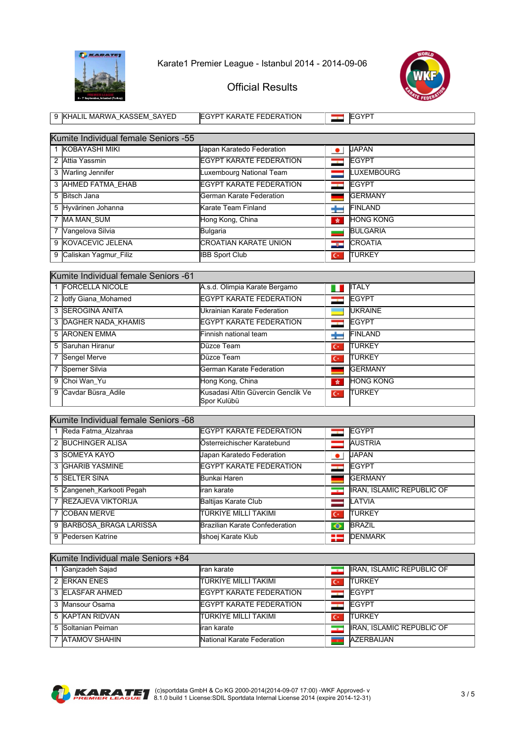Karate1 Premier League - Istanbul 2014 - 2014-09-06

Official Results

| 9 | KHALIL MARWA_KASSEM_SAYED | EGYPT KARATE FEDERATION | | EGYPT |
|---|---|---|---|---|

## Kumite Individual female Seniors -55

| Rank | Name | Club | | Country |
|---|---|---|---|---|
| 1 | KOBAYASHI MIKI | Japan Karatedo Federation | | JAPAN |
| 2 | Attia Yassmin | EGYPT KARATE FEDERATION | | EGYPT |
| 3 | Warling Jennifer | Luxembourg National Team | | LUXEMBOURG |
| 3 | AHMED FATMA_EHAB | EGYPT KARATE FEDERATION | | EGYPT |
| 5 | Bitsch Jana | German Karate Federation | | GERMANY |
| 5 | Hyvärinen Johanna | Karate Team Finland | | FINLAND |
| 7 | MA MAN_SUM | Hong Kong, China | | HONG KONG |
| 7 | Vangelova Silvia | Bulgaria | | BULGARIA |
| 9 | KOVACEVIC JELENA | CROATIAN KARATE UNION | | CROATIA |
| 9 | Caliskan Yagmur_Filiz | IBB Sport Club | | TURKEY |

## Kumite Individual female Seniors -61

| Rank | Name | Club | | Country |
|---|---|---|---|---|
| 1 | FORCELLA NICOLE | A.s.d. Olimpia Karate Bergamo | | ITALY |
| 2 | lotfy Giana_Mohamed | EGYPT KARATE FEDERATION | | EGYPT |
| 3 | SEROGINA ANITA | Ukrainian Karate Federation | | UKRAINE |
| 3 | DAGHER NADA_KHAMIS | EGYPT KARATE FEDERATION | | EGYPT |
| 5 | ARONEN EMMA | Finnish national team | | FINLAND |
| 5 | Saruhan Hiranur | Düzce Team | | TURKEY |
| 7 | Sengel Merve | Düzce Team | | TURKEY |
| 7 | Sperner Silvia | German Karate Federation | | GERMANY |
| 9 | Choi Wan_Yu | Hong Kong, China | | HONG KONG |
| 9 | Cavdar Büsra_Adile | Kusadasi Altin Güvercin Genclik Ve Spor Kulübü | | TURKEY |

## Kumite Individual female Seniors -68

| Rank | Name | Club | | Country |
|---|---|---|---|---|
| 1 | Reda Fatma_Alzahraa | EGYPT KARATE FEDERATION | | EGYPT |
| 2 | BUCHINGER ALISA | Österreichischer Karatebund | | AUSTRIA |
| 3 | SOMEYA KAYO | Japan Karatedo Federation | | JAPAN |
| 3 | GHARIB YASMINE | EGYPT KARATE FEDERATION | | EGYPT |
| 5 | SELTER SINA | Bunkai Haren | | GERMANY |
| 5 | Zangeneh_Karkooti Pegah | iran karate | | IRAN, ISLAMIC REPUBLIC OF |
| 7 | REZAJEVA VIKTORIJA | Baltijas Karate Club | | LATVIA |
| 7 | COBAN MERVE | TÜRKİYE MİLLİ TAKIMI | | TURKEY |
| 9 | BARBOSA_BRAGA LARISSA | Brazilian Karate Confederation | | BRAZIL |
| 9 | Pedersen Katrine | Ishoej Karate Klub | | DENMARK |

## Kumite Individual male Seniors +84

| Rank | Name | Club | | Country |
|---|---|---|---|---|
| 1 | Ganjzadeh Sajad | iran karate | | IRAN, ISLAMIC REPUBLIC OF |
| 2 | ERKAN ENES | TÜRKİYE MİLLİ TAKIMI | | TURKEY |
| 3 | ELASFAR AHMED | EGYPT KARATE FEDERATION | | EGYPT |
| 3 | Mansour Osama | EGYPT KARATE FEDERATION | | EGYPT |
| 5 | KAPTAN RIDVAN | TÜRKİYE MİLLİ TAKIMI | | TURKEY |
| 5 | Soltanian Peiman | iran karate | | IRAN, ISLAMIC REPUBLIC OF |
| 7 | ATAMOV SHAHIN | National Karate Federation | | AZERBAIJAN |

(c)sportdata GmbH & Co KG 2000-2014(2014-09-07 17:00) -WKF Approved- v 8.1.0 build 1 License:SDIL Sportdata Internal License 2014 (expire 2014-12-31)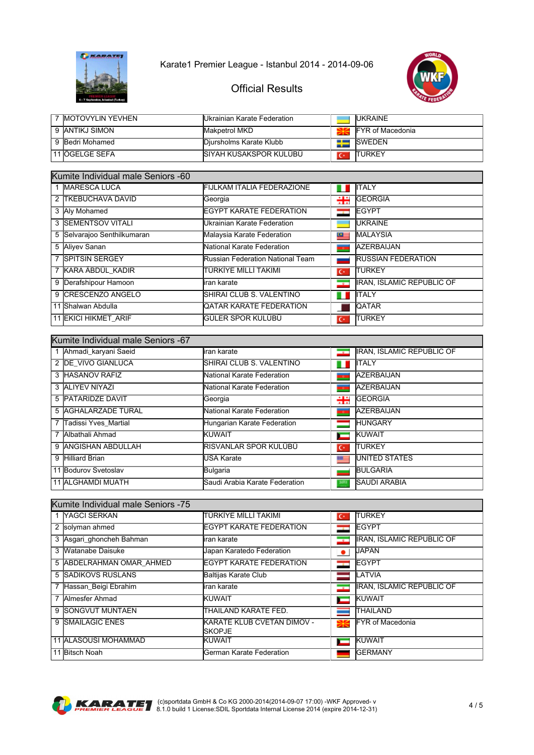Karate1 Premier League - Istanbul 2014 - 2014-09-06

Official Results

| | | | |
|---|---|---|---|
| 7 | MOTOVYLIN YEVHEN | Ukrainian Karate Federation | UKRAINE |
| 9 | ANTIKJ SIMON | Makpetrol MKD | FYR of Macedonia |
| 9 | Bedri Mohamed | Djursholms Karate Klubb | SWEDEN |
| 11 | ÖGELGE SEFA | SIYAH KUSAKSPOR KULÜBÜ | TURKEY |

| Kumite Individual male Seniors -60 | | | |
|---|---|---|---|
| 1 | MARESCA LUCA | FIJLKAM ITALIA FEDERAZIONE | ITALY |
| 2 | TKEBUCHAVA DAVID | Georgia | GEORGIA |
| 3 | Aly Mohamed | EGYPT KARATE FEDERATION | EGYPT |
| 3 | SEMENTSOV VITALI | Ukrainian Karate Federation | UKRAINE |
| 5 | Selvarajoo Senthilkumaran | Malaysia Karate Federation | MALAYSIA |
| 5 | Aliyev Sanan | National Karate Federation | AZERBAIJAN |
| 7 | SPITSIN SERGEY | Russian Federation National Team | RUSSIAN FEDERATION |
| 7 | KARA ABDÜL_KADIR | TÜRKİYE MİLLİ TAKIMI | TURKEY |
| 9 | Derafshipour Hamoon | iran karate | IRAN, ISLAMIC REPUBLIC OF |
| 9 | CRESCENZO ANGELO | SHIRAI CLUB S. VALENTINO | ITALY |
| 11 | Shalwan Abdulla | QATAR KARATE FEDERATION | QATAR |
| 11 | EKICI HIKMET_ARIF | GÜLER SPOR KULÜBÜ | TURKEY |

| Kumite Individual male Seniors -67 | | | |
|---|---|---|---|
| 1 | Ahmadi_karyani Saeid | iran karate | IRAN, ISLAMIC REPUBLIC OF |
| 2 | DE_VIVO GIANLUCA | SHIRAI CLUB S. VALENTINO | ITALY |
| 3 | HASANOV RAFIZ | National Karate Federation | AZERBAIJAN |
| 3 | ALIYEV NIYAZI | National Karate Federation | AZERBAIJAN |
| 5 | PATARIDZE DAVIT | Georgia | GEORGIA |
| 5 | AGHALARZADE TURAL | National Karate Federation | AZERBAIJAN |
| 7 | Tadissi Yves_Martial | Hungarian Karate Federation | HUNGARY |
| 7 | Albathali Ahmad | KUWAIT | KUWAIT |
| 9 | ANGISHAN ABDULLAH | RISVANLAR SPOR KULÜBÜ | TURKEY |
| 9 | Hilliard Brian | USA Karate | UNITED STATES |
| 11 | Bodurov Svetoslav | Bulgaria | BULGARIA |
| 11 | ALGHAMDI MUATH | Saudi Arabia Karate Federation | SAUDI ARABIA |

| Kumite Individual male Seniors -75 | | | |
|---|---|---|---|
| 1 | YAGCI SERKAN | TÜRKİYE MİLLİ TAKIMI | TURKEY |
| 2 | solyman ahmed | EGYPT KARATE FEDERATION | EGYPT |
| 3 | Asgari_ghoncheh Bahman | iran karate | IRAN, ISLAMIC REPUBLIC OF |
| 3 | Watanabe Daisuke | Japan Karatedo Federation | JAPAN |
| 5 | ABDELRAHMAN OMAR_AHMED | EGYPT KARATE FEDERATION | EGYPT |
| 5 | SADIKOVS RUSLANS | Baltijas Karate Club | LATVIA |
| 7 | Hassan_Beigi Ebrahim | iran karate | IRAN, ISLAMIC REPUBLIC OF |
| 7 | Almesfer Ahmad | KUWAIT | KUWAIT |
| 9 | SONGVUT MUNTAEN | THAILAND KARATE FED. | THAILAND |
| 9 | SMAILAGIC ENES | KARATE KLUB CVETAN DIMOV - SKOPJE | FYR of Macedonia |
| 11 | ALASOUSI MOHAMMAD | KUWAIT | KUWAIT |
| 11 | Bitsch Noah | German Karate Federation | GERMANY |

(c)sportdata GmbH & Co KG 2000-2014(2014-09-07 17:00) -WKF Approved- v 8.1.0 build 1 License:SDIL Sportdata Internal License 2014 (expire 2014-12-31)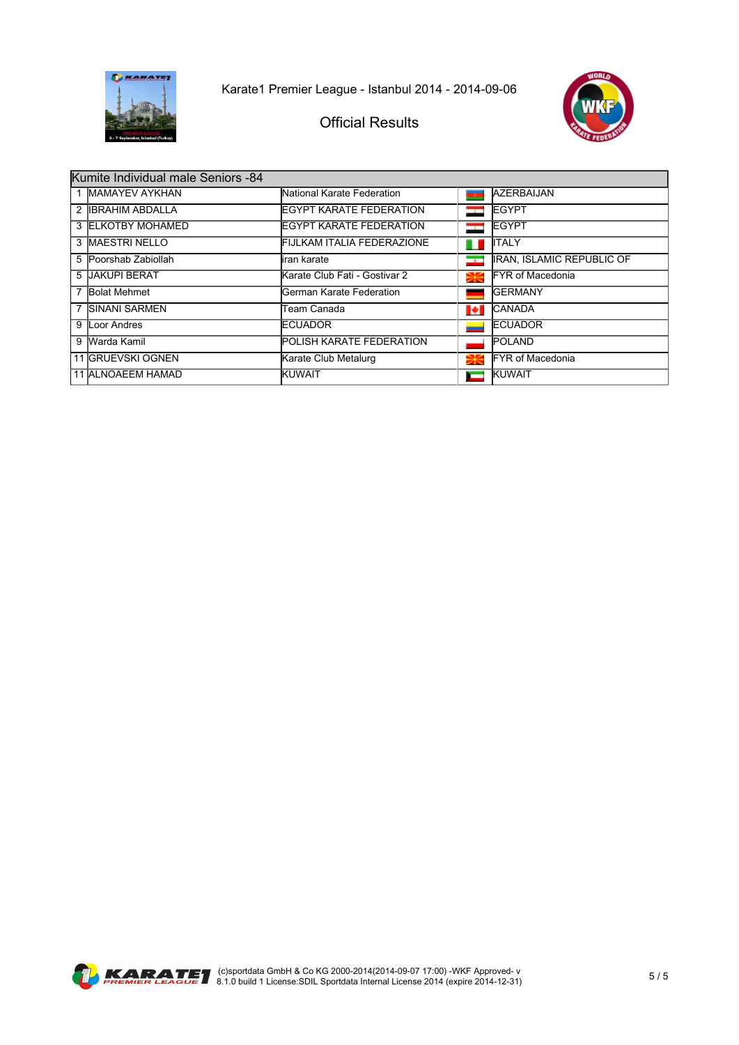Karate1 Premier League - Istanbul 2014 - 2014-09-06

Official Results

| Kumite Individual male Seniors -84 | | | |
| --- | --- | --- | --- |
| 1 | MAMAYEV AYKHAN | National Karate Federation | AZERBAIJAN |
| 2 | IBRAHIM ABDALLA | EGYPT KARATE FEDERATION | EGYPT |
| 3 | ELKOTBY MOHAMED | EGYPT KARATE FEDERATION | EGYPT |
| 3 | MAESTRI NELLO | FIJLKAM ITALIA FEDERAZIONE | ITALY |
| 5 | Poorshab Zabiollah | iran karate | IRAN, ISLAMIC REPUBLIC OF |
| 5 | JAKUPI BERAT | Karate Club Fati - Gostivar 2 | FYR of Macedonia |
| 7 | Bolat Mehmet | German Karate Federation | GERMANY |
| 7 | SINANI SARMEN | Team Canada | CANADA |
| 9 | Loor Andres | ECUADOR | ECUADOR |
| 9 | Warda Kamil | POLISH KARATE FEDERATION | POLAND |
| 11 | GRUEVSKI OGNEN | Karate Club Metalurg | FYR of Macedonia |
| 11 | ALNOAEEM HAMAD | KUWAIT | KUWAIT |

(c)sportdata GmbH & Co KG 2000-2014(2014-09-07 17:00) -WKF Approved- v 8.1.0 build 1 License:SDIL Sportdata Internal License 2014 (expire 2014-12-31)